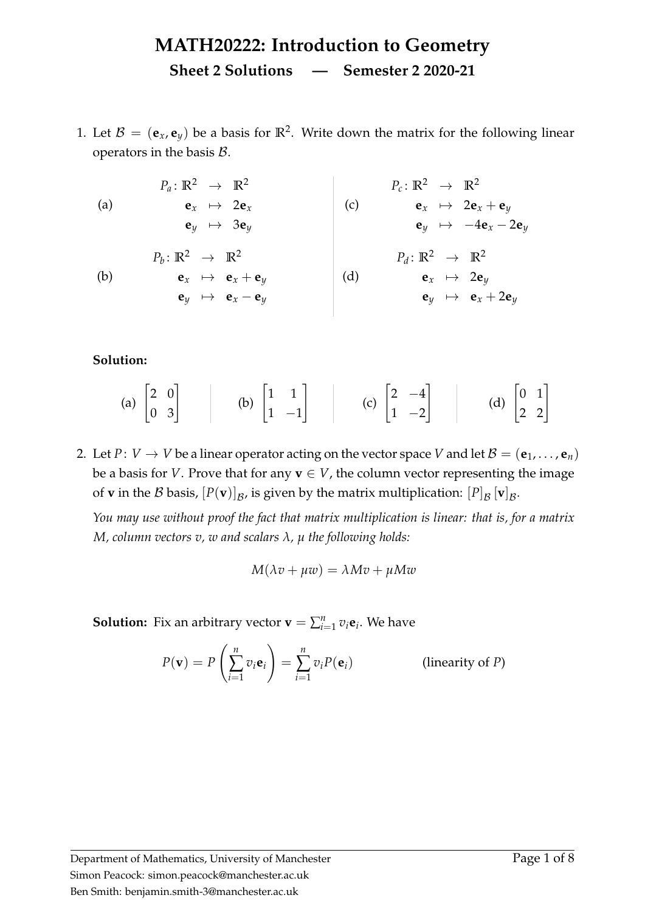# MATH20222: Introduction to Geometry

## Sheet 2 Solutions — Semester 2 2020-21

1. Let $\mathcal{B} = (\mathbf{e}_x, \mathbf{e}_y)$ be a basis for $\mathbb{R}^2$. Write down the matrix for the following linear operators in the basis $\mathcal{B}$.

(a)
$$\begin{aligned} P_a \colon \mathbb{R}^2 &\to \mathbb{R}^2 \\ \mathbf{e}_x &\mapsto 2\mathbf{e}_x \\ \mathbf{e}_y &\mapsto 3\mathbf{e}_y \end{aligned}$$

(b)
$$\begin{aligned} P_b \colon \mathbb{R}^2 &\to \mathbb{R}^2 \\ \mathbf{e}_x &\mapsto \mathbf{e}_x + \mathbf{e}_y \\ \mathbf{e}_y &\mapsto \mathbf{e}_x - \mathbf{e}_y \end{aligned}$$

(c)
$$\begin{aligned} P_c \colon \mathbb{R}^2 &\to \mathbb{R}^2 \\ \mathbf{e}_x &\mapsto 2\mathbf{e}_x + \mathbf{e}_y \\ \mathbf{e}_y &\mapsto -4\mathbf{e}_x - 2\mathbf{e}_y \end{aligned}$$

(d)
$$\begin{aligned} P_d \colon \mathbb{R}^2 &\to \mathbb{R}^2 \\ \mathbf{e}_x &\mapsto 2\mathbf{e}_y \\ \mathbf{e}_y &\mapsto \mathbf{e}_x + 2\mathbf{e}_y \end{aligned}$$

**Solution:**

(a) $\begin{bmatrix} 2 & 0 \\ 0 & 3 \end{bmatrix}$ (b) $\begin{bmatrix} 1 & 1 \\ 1 & -1 \end{bmatrix}$ (c) $\begin{bmatrix} 2 & -4 \\ 1 & -2 \end{bmatrix}$ (d) $\begin{bmatrix} 0 & 1 \\ 2 & 2 \end{bmatrix}$

2. Let $P \colon V \to V$ be a linear operator acting on the vector space $V$ and let $\mathcal{B} = (\mathbf{e}_1, \ldots, \mathbf{e}_n)$ be a basis for $V$. Prove that for any $\mathbf{v} \in V$, the column vector representing the image of $\mathbf{v}$ in the $\mathcal{B}$ basis, $[P(\mathbf{v})]_{\mathcal{B}}$, is given by the matrix multiplication: $[P]_{\mathcal{B}} [\mathbf{v}]_{\mathcal{B}}$.

*You may use without proof the fact that matrix multiplication is linear: that is, for a matrix $M$, column vectors $v$, $w$ and scalars $\lambda$, $\mu$ the following holds:*

$$M(\lambda v + \mu w) = \lambda M v + \mu M w$$

**Solution:** Fix an arbitrary vector $\mathbf{v} = \sum_{i=1}^{n} v_i \mathbf{e}_i$. We have

$$P(\mathbf{v}) = P\left(\sum_{i=1}^{n} v_i \mathbf{e}_i\right) = \sum_{i=1}^{n} v_i P(\mathbf{e}_i) \qquad \text{(linearity of } P\text{)}$$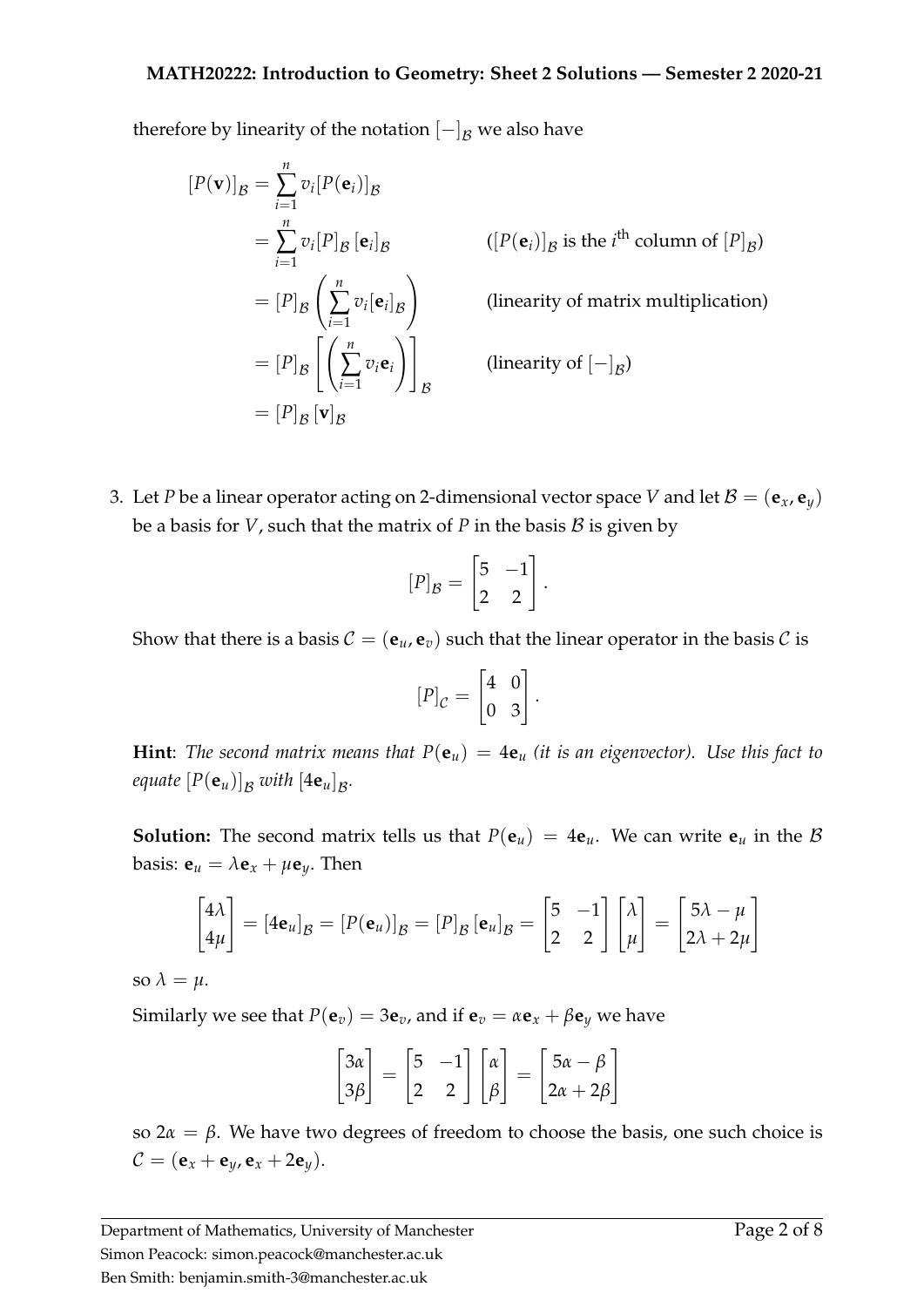therefore by linearity of the notation $[-]_{\mathcal{B}}$ we also have

$$
\begin{aligned}
[P(\mathbf{v})]_{\mathcal{B}} &= \sum_{i=1}^{n} v_i [P(\mathbf{e}_i)]_{\mathcal{B}} \\
&= \sum_{i=1}^{n} v_i [P]_{\mathcal{B}} [\mathbf{e}_i]_{\mathcal{B}} && ([P(\mathbf{e}_i)]_{\mathcal{B}} \text{ is the } i^{\text{th}} \text{ column of } [P]_{\mathcal{B}}) \\
&= [P]_{\mathcal{B}} \left( \sum_{i=1}^{n} v_i [\mathbf{e}_i]_{\mathcal{B}} \right) && \text{(linearity of matrix multiplication)} \\
&= [P]_{\mathcal{B}} \left[ \left( \sum_{i=1}^{n} v_i \mathbf{e}_i \right) \right]_{\mathcal{B}} && \text{(linearity of } [-]_{\mathcal{B}}) \\
&= [P]_{\mathcal{B}} [\mathbf{v}]_{\mathcal{B}}
\end{aligned}
$$

3. Let $P$ be a linear operator acting on 2-dimensional vector space $V$ and let $\mathcal{B} = (\mathbf{e}_x, \mathbf{e}_y)$ be a basis for $V$, such that the matrix of $P$ in the basis $\mathcal{B}$ is given by

$$
[P]_{\mathcal{B}} = \begin{bmatrix} 5 & -1 \\ 2 & 2 \end{bmatrix}.
$$

Show that there is a basis $\mathcal{C} = (\mathbf{e}_u, \mathbf{e}_v)$ such that the linear operator in the basis $\mathcal{C}$ is

$$
[P]_{\mathcal{C}} = \begin{bmatrix} 4 & 0 \\ 0 & 3 \end{bmatrix}.
$$

**Hint**: *The second matrix means that $P(\mathbf{e}_u) = 4\mathbf{e}_u$ (it is an eigenvector). Use this fact to equate $[P(\mathbf{e}_u)]_{\mathcal{B}}$ with $[4\mathbf{e}_u]_{\mathcal{B}}$.*

**Solution:** The second matrix tells us that $P(\mathbf{e}_u) = 4\mathbf{e}_u$. We can write $\mathbf{e}_u$ in the $\mathcal{B}$ basis: $\mathbf{e}_u = \lambda \mathbf{e}_x + \mu \mathbf{e}_y$. Then

$$
\begin{bmatrix} 4\lambda \\ 4\mu \end{bmatrix} = [4\mathbf{e}_u]_{\mathcal{B}} = [P(\mathbf{e}_u)]_{\mathcal{B}} = [P]_{\mathcal{B}} [\mathbf{e}_u]_{\mathcal{B}} = \begin{bmatrix} 5 & -1 \\ 2 & 2 \end{bmatrix} \begin{bmatrix} \lambda \\ \mu \end{bmatrix} = \begin{bmatrix} 5\lambda - \mu \\ 2\lambda + 2\mu \end{bmatrix}
$$

so $\lambda = \mu$.

Similarly we see that $P(\mathbf{e}_v) = 3\mathbf{e}_v$, and if $\mathbf{e}_v = \alpha \mathbf{e}_x + \beta \mathbf{e}_y$ we have

$$
\begin{bmatrix} 3\alpha \\ 3\beta \end{bmatrix} = \begin{bmatrix} 5 & -1 \\ 2 & 2 \end{bmatrix} \begin{bmatrix} \alpha \\ \beta \end{bmatrix} = \begin{bmatrix} 5\alpha - \beta \\ 2\alpha + 2\beta \end{bmatrix}
$$

so $2\alpha = \beta$. We have two degrees of freedom to choose the basis, one such choice is $\mathcal{C} = (\mathbf{e}_x + \mathbf{e}_y, \mathbf{e}_x + 2\mathbf{e}_y)$.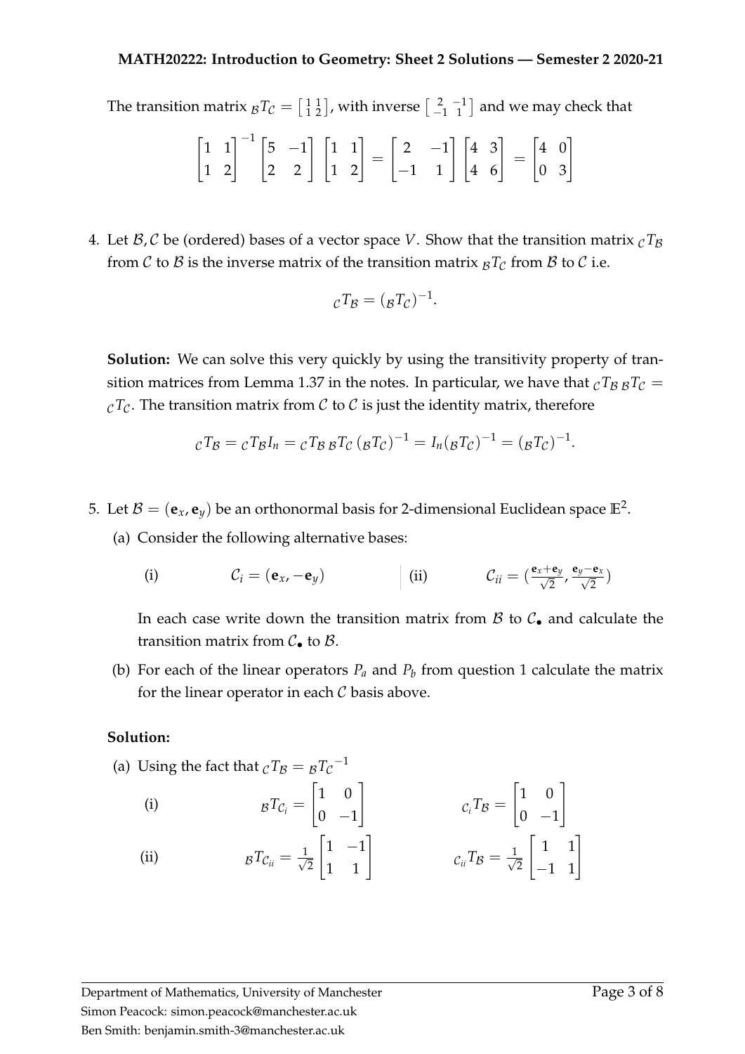The transition matrix ${}_{\mathcal{B}}T_{\mathcal{C}} = \left[\begin{smallmatrix} 1 & 1 \\ 1 & 2 \end{smallmatrix}\right]$, with inverse $\left[\begin{smallmatrix} 2 & -1 \\ -1 & 1 \end{smallmatrix}\right]$ and we may check that

$$\begin{bmatrix} 1 & 1 \\ 1 & 2 \end{bmatrix}^{-1} \begin{bmatrix} 5 & -1 \\ 2 & 2 \end{bmatrix} \begin{bmatrix} 1 & 1 \\ 1 & 2 \end{bmatrix} = \begin{bmatrix} 2 & -1 \\ -1 & 1 \end{bmatrix} \begin{bmatrix} 4 & 3 \\ 4 & 6 \end{bmatrix} = \begin{bmatrix} 4 & 0 \\ 0 & 3 \end{bmatrix}$$

4. Let $\mathcal{B}, \mathcal{C}$ be (ordered) bases of a vector space $V$. Show that the transition matrix ${}_{\mathcal{C}}T_{\mathcal{B}}$ from $\mathcal{C}$ to $\mathcal{B}$ is the inverse matrix of the transition matrix ${}_{\mathcal{B}}T_{\mathcal{C}}$ from $\mathcal{B}$ to $\mathcal{C}$ i.e.

$${}_{\mathcal{C}}T_{\mathcal{B}} = ({}_{\mathcal{B}}T_{\mathcal{C}})^{-1}.$$

**Solution:** We can solve this very quickly by using the transitivity property of transition matrices from Lemma 1.37 in the notes. In particular, we have that ${}_{\mathcal{C}}T_{\mathcal{B}}\,{}_{\mathcal{B}}T_{\mathcal{C}} = {}_{\mathcal{C}}T_{\mathcal{C}}$. The transition matrix from $\mathcal{C}$ to $\mathcal{C}$ is just the identity matrix, therefore

$${}_{\mathcal{C}}T_{\mathcal{B}} = {}_{\mathcal{C}}T_{\mathcal{B}} I_n = {}_{\mathcal{C}}T_{\mathcal{B}}\,{}_{\mathcal{B}}T_{\mathcal{C}}\,({}_{\mathcal{B}}T_{\mathcal{C}})^{-1} = I_n ({}_{\mathcal{B}}T_{\mathcal{C}})^{-1} = ({}_{\mathcal{B}}T_{\mathcal{C}})^{-1}.$$

5. Let $\mathcal{B} = (\mathbf{e}_x, \mathbf{e}_y)$ be an orthonormal basis for 2-dimensional Euclidean space $\mathbb{E}^2$.

   (a) Consider the following alternative bases:

   (i) $\mathcal{C}_i = (\mathbf{e}_x, -\mathbf{e}_y)$ (ii) $\mathcal{C}_{ii} = \left(\frac{\mathbf{e}_x + \mathbf{e}_y}{\sqrt{2}}, \frac{\mathbf{e}_y - \mathbf{e}_x}{\sqrt{2}}\right)$

   In each case write down the transition matrix from $\mathcal{B}$ to $\mathcal{C}_\bullet$ and calculate the transition matrix from $\mathcal{C}_\bullet$ to $\mathcal{B}$.

   (b) For each of the linear operators $P_a$ and $P_b$ from question 1 calculate the matrix for the linear operator in each $\mathcal{C}$ basis above.

**Solution:**

(a) Using the fact that ${}_{\mathcal{C}}T_{\mathcal{B}} = {}_{\mathcal{B}}T_{\mathcal{C}}{}^{-1}$

(i) $${}_{\mathcal{B}}T_{\mathcal{C}_i} = \begin{bmatrix} 1 & 0 \\ 0 & -1 \end{bmatrix} \qquad {}_{\mathcal{C}_i}T_{\mathcal{B}} = \begin{bmatrix} 1 & 0 \\ 0 & -1 \end{bmatrix}$$

(ii) $${}_{\mathcal{B}}T_{\mathcal{C}_{ii}} = \tfrac{1}{\sqrt{2}} \begin{bmatrix} 1 & -1 \\ 1 & 1 \end{bmatrix} \qquad {}_{\mathcal{C}_{ii}}T_{\mathcal{B}} = \tfrac{1}{\sqrt{2}} \begin{bmatrix} 1 & 1 \\ -1 & 1 \end{bmatrix}$$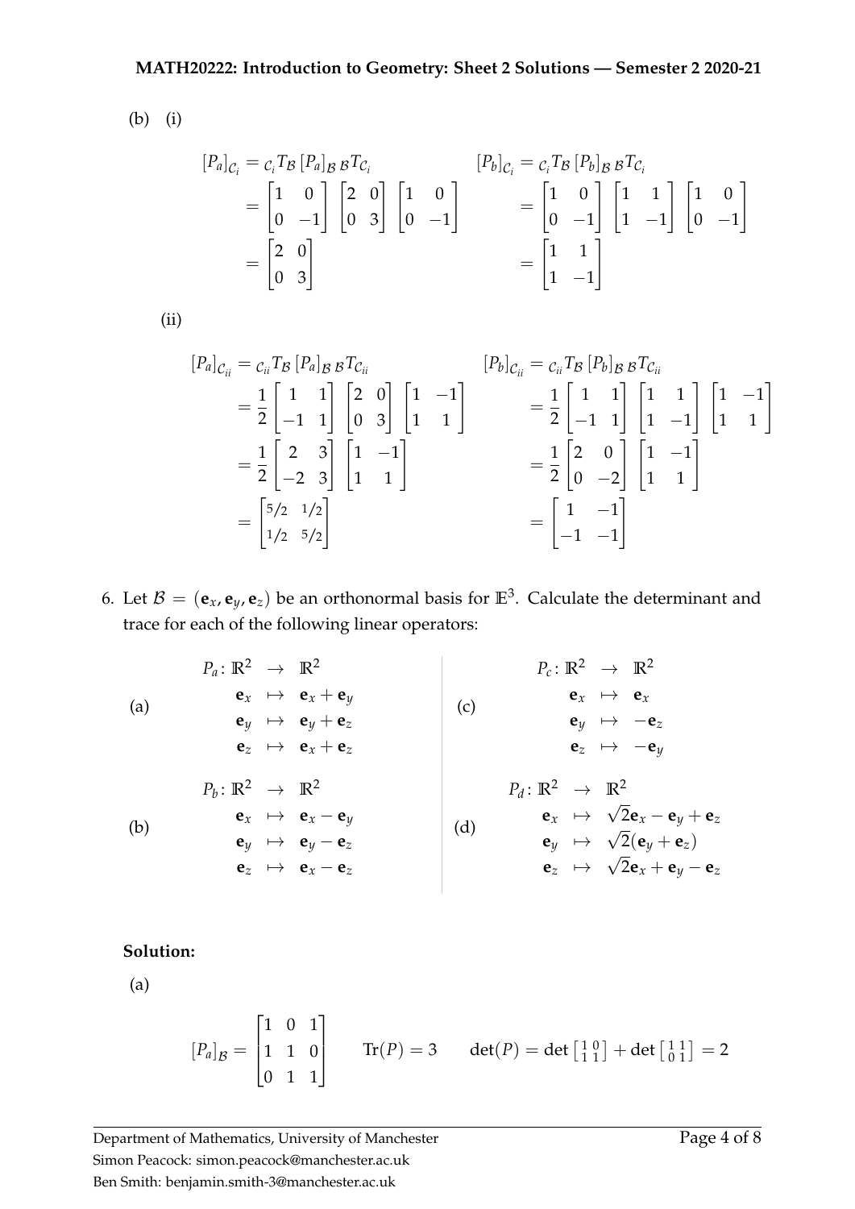(b) (i)

$$
\begin{aligned}
[P_a]_{\mathcal{C}_i} &= {}_{\mathcal{C}_i}T_{\mathcal{B}}\,[P_a]_{\mathcal{B}}\,{}_{\mathcal{B}}T_{\mathcal{C}_i} \\
&= \begin{bmatrix} 1 & 0 \\ 0 & -1 \end{bmatrix} \begin{bmatrix} 2 & 0 \\ 0 & 3 \end{bmatrix} \begin{bmatrix} 1 & 0 \\ 0 & -1 \end{bmatrix} \\
&= \begin{bmatrix} 2 & 0 \\ 0 & 3 \end{bmatrix}
\end{aligned}
\qquad
\begin{aligned}
[P_b]_{\mathcal{C}_i} &= {}_{\mathcal{C}_i}T_{\mathcal{B}}\,[P_b]_{\mathcal{B}}\,{}_{\mathcal{B}}T_{\mathcal{C}_i} \\
&= \begin{bmatrix} 1 & 0 \\ 0 & -1 \end{bmatrix} \begin{bmatrix} 1 & 1 \\ 1 & -1 \end{bmatrix} \begin{bmatrix} 1 & 0 \\ 0 & -1 \end{bmatrix} \\
&= \begin{bmatrix} 1 & 1 \\ 1 & -1 \end{bmatrix}
\end{aligned}
$$

(ii)

$$
\begin{aligned}
[P_a]_{\mathcal{C}_{ii}} &= {}_{\mathcal{C}_{ii}}T_{\mathcal{B}}\,[P_a]_{\mathcal{B}}\,{}_{\mathcal{B}}T_{\mathcal{C}_{ii}} \\
&= \frac{1}{2}\begin{bmatrix} 1 & 1 \\ -1 & 1 \end{bmatrix} \begin{bmatrix} 2 & 0 \\ 0 & 3 \end{bmatrix} \begin{bmatrix} 1 & -1 \\ 1 & 1 \end{bmatrix} \\
&= \frac{1}{2}\begin{bmatrix} 2 & 3 \\ -2 & 3 \end{bmatrix} \begin{bmatrix} 1 & -1 \\ 1 & 1 \end{bmatrix} \\
&= \begin{bmatrix} 5/2 & 1/2 \\ 1/2 & 5/2 \end{bmatrix}
\end{aligned}
\qquad
\begin{aligned}
[P_b]_{\mathcal{C}_{ii}} &= {}_{\mathcal{C}_{ii}}T_{\mathcal{B}}\,[P_b]_{\mathcal{B}}\,{}_{\mathcal{B}}T_{\mathcal{C}_{ii}} \\
&= \frac{1}{2}\begin{bmatrix} 1 & 1 \\ -1 & 1 \end{bmatrix} \begin{bmatrix} 1 & 1 \\ 1 & -1 \end{bmatrix} \begin{bmatrix} 1 & -1 \\ 1 & 1 \end{bmatrix} \\
&= \frac{1}{2}\begin{bmatrix} 2 & 0 \\ 0 & -2 \end{bmatrix} \begin{bmatrix} 1 & -1 \\ 1 & 1 \end{bmatrix} \\
&= \begin{bmatrix} 1 & -1 \\ -1 & -1 \end{bmatrix}
\end{aligned}
$$

6. Let $\mathcal{B} = (\mathbf{e}_x, \mathbf{e}_y, \mathbf{e}_z)$ be an orthonormal basis for $\mathbb{E}^3$. Calculate the determinant and trace for each of the following linear operators:

(a)
$$
\begin{aligned}
P_a\colon \mathbb{R}^2 &\to \mathbb{R}^2 \\
\mathbf{e}_x &\mapsto \mathbf{e}_x + \mathbf{e}_y \\
\mathbf{e}_y &\mapsto \mathbf{e}_y + \mathbf{e}_z \\
\mathbf{e}_z &\mapsto \mathbf{e}_x + \mathbf{e}_z
\end{aligned}
$$

(b)
$$
\begin{aligned}
P_b\colon \mathbb{R}^2 &\to \mathbb{R}^2 \\
\mathbf{e}_x &\mapsto \mathbf{e}_x - \mathbf{e}_y \\
\mathbf{e}_y &\mapsto \mathbf{e}_y - \mathbf{e}_z \\
\mathbf{e}_z &\mapsto \mathbf{e}_x - \mathbf{e}_z
\end{aligned}
$$

(c)
$$
\begin{aligned}
P_c\colon \mathbb{R}^2 &\to \mathbb{R}^2 \\
\mathbf{e}_x &\mapsto \mathbf{e}_x \\
\mathbf{e}_y &\mapsto -\mathbf{e}_z \\
\mathbf{e}_z &\mapsto -\mathbf{e}_y
\end{aligned}
$$

(d)
$$
\begin{aligned}
P_d\colon \mathbb{R}^2 &\to \mathbb{R}^2 \\
\mathbf{e}_x &\mapsto \sqrt{2}\mathbf{e}_x - \mathbf{e}_y + \mathbf{e}_z \\
\mathbf{e}_y &\mapsto \sqrt{2}(\mathbf{e}_y + \mathbf{e}_z) \\
\mathbf{e}_z &\mapsto \sqrt{2}\mathbf{e}_x + \mathbf{e}_y - \mathbf{e}_z
\end{aligned}
$$

**Solution:**

(a)

$$
[P_a]_{\mathcal{B}} = \begin{bmatrix} 1 & 0 & 1 \\ 1 & 1 & 0 \\ 0 & 1 & 1 \end{bmatrix} \qquad \mathrm{Tr}(P) = 3 \qquad \det(P) = \det\begin{bmatrix} 1 & 0 \\ 1 & 1 \end{bmatrix} + \det\begin{bmatrix} 1 & 1 \\ 0 & 1 \end{bmatrix} = 2
$$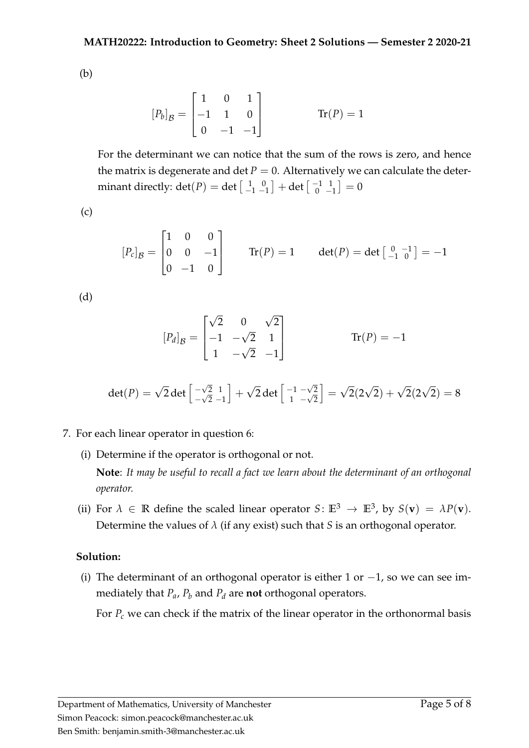(b)

$$[P_b]_{\mathcal{B}} = \begin{bmatrix} 1 & 0 & 1 \\ -1 & 1 & 0 \\ 0 & -1 & -1 \end{bmatrix} \qquad \mathrm{Tr}(P) = 1$$

For the determinant we can notice that the sum of the rows is zero, and hence the matrix is degenerate and $\det P = 0$. Alternatively we can calculate the determinant directly: $\det(P) = \det \left[\begin{smallmatrix} 1 & 0 \\ -1 & -1 \end{smallmatrix}\right] + \det \left[\begin{smallmatrix} -1 & 1 \\ 0 & -1 \end{smallmatrix}\right] = 0$

(c)

$$[P_c]_{\mathcal{B}} = \begin{bmatrix} 1 & 0 & 0 \\ 0 & 0 & -1 \\ 0 & -1 & 0 \end{bmatrix} \qquad \mathrm{Tr}(P) = 1 \qquad \det(P) = \det \left[\begin{smallmatrix} 0 & -1 \\ -1 & 0 \end{smallmatrix}\right] = -1$$

(d)

$$[P_d]_{\mathcal{B}} = \begin{bmatrix} \sqrt{2} & 0 & \sqrt{2} \\ -1 & -\sqrt{2} & 1 \\ 1 & -\sqrt{2} & -1 \end{bmatrix} \qquad \mathrm{Tr}(P) = -1$$

$$\det(P) = \sqrt{2} \det \left[\begin{smallmatrix} -\sqrt{2} & 1 \\ -\sqrt{2} & -1 \end{smallmatrix}\right] + \sqrt{2} \det \left[\begin{smallmatrix} -1 & -\sqrt{2} \\ 1 & -\sqrt{2} \end{smallmatrix}\right] = \sqrt{2}(2\sqrt{2}) + \sqrt{2}(2\sqrt{2}) = 8$$

7. For each linear operator in question 6:

   (i) Determine if the operator is orthogonal or not.

   **Note**: *It may be useful to recall a fact we learn about the determinant of an orthogonal operator.*

   (ii) For $\lambda \in \mathbb{R}$ define the scaled linear operator $S \colon \mathbb{E}^3 \to \mathbb{E}^3$, by $S(\mathbf{v}) = \lambda P(\mathbf{v})$. Determine the values of $\lambda$ (if any exist) such that $S$ is an orthogonal operator.

**Solution:**

(i) The determinant of an orthogonal operator is either 1 or $-1$, so we can see immediately that $P_a$, $P_b$ and $P_d$ are **not** orthogonal operators.

For $P_c$ we can check if the matrix of the linear operator in the orthonormal basis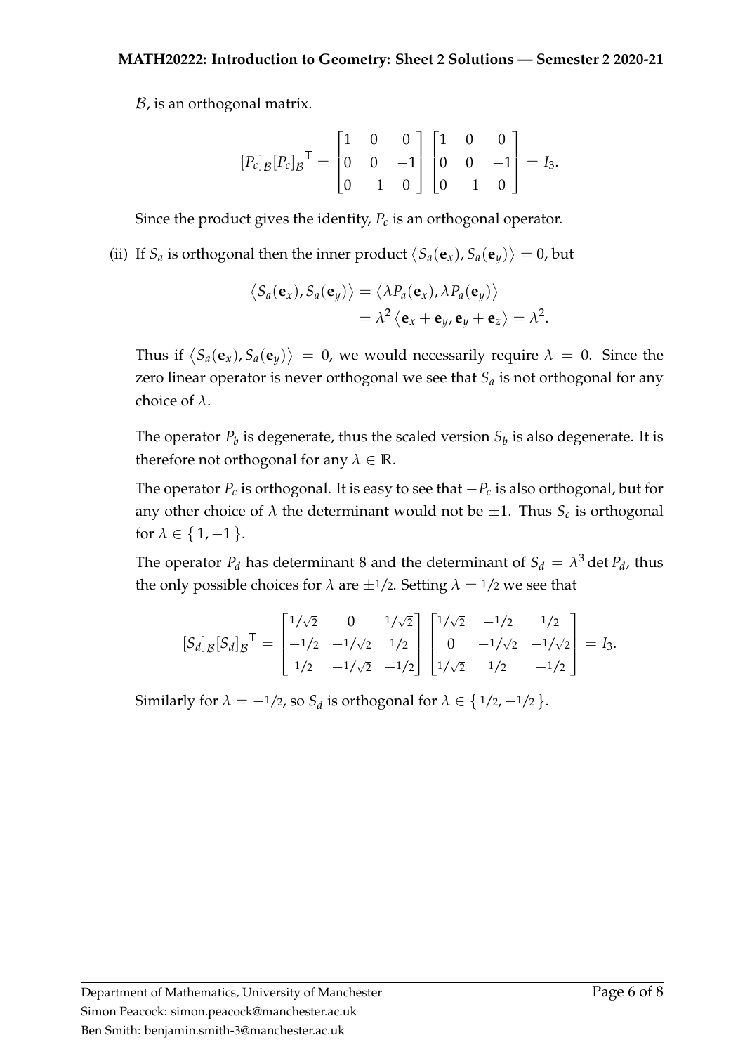$\mathcal{B}$, is an orthogonal matrix.

$$[P_c]_{\mathcal{B}}[P_c]_{\mathcal{B}}^{\mathsf{T}} = \begin{bmatrix} 1 & 0 & 0 \\ 0 & 0 & -1 \\ 0 & -1 & 0 \end{bmatrix} \begin{bmatrix} 1 & 0 & 0 \\ 0 & 0 & -1 \\ 0 & -1 & 0 \end{bmatrix} = I_3.$$

Since the product gives the identity, $P_c$ is an orthogonal operator.

(ii) If $S_a$ is orthogonal then the inner product $\langle S_a(\mathbf{e}_x), S_a(\mathbf{e}_y) \rangle = 0$, but

$$\begin{aligned} \langle S_a(\mathbf{e}_x), S_a(\mathbf{e}_y) \rangle &= \langle \lambda P_a(\mathbf{e}_x), \lambda P_a(\mathbf{e}_y) \rangle \\ &= \lambda^2 \langle \mathbf{e}_x + \mathbf{e}_y, \mathbf{e}_y + \mathbf{e}_z \rangle = \lambda^2. \end{aligned}$$

Thus if $\langle S_a(\mathbf{e}_x), S_a(\mathbf{e}_y) \rangle = 0$, we would necessarily require $\lambda = 0$. Since the zero linear operator is never orthogonal we see that $S_a$ is not orthogonal for any choice of $\lambda$.

The operator $P_b$ is degenerate, thus the scaled version $S_b$ is also degenerate. It is therefore not orthogonal for any $\lambda \in \mathbb{R}$.

The operator $P_c$ is orthogonal. It is easy to see that $-P_c$ is also orthogonal, but for any other choice of $\lambda$ the determinant would not be $\pm 1$. Thus $S_c$ is orthogonal for $\lambda \in \{1, -1\}$.

The operator $P_d$ has determinant 8 and the determinant of $S_d = \lambda^3 \det P_d$, thus the only possible choices for $\lambda$ are $\pm 1/2$. Setting $\lambda = 1/2$ we see that

$$[S_d]_{\mathcal{B}}[S_d]_{\mathcal{B}}^{\mathsf{T}} = \begin{bmatrix} 1/\sqrt{2} & 0 & 1/\sqrt{2} \\ -1/2 & -1/\sqrt{2} & 1/2 \\ 1/2 & -1/\sqrt{2} & -1/2 \end{bmatrix} \begin{bmatrix} 1/\sqrt{2} & -1/2 & 1/2 \\ 0 & -1/\sqrt{2} & -1/\sqrt{2} \\ 1/\sqrt{2} & 1/2 & -1/2 \end{bmatrix} = I_3.$$

Similarly for $\lambda = -1/2$, so $S_d$ is orthogonal for $\lambda \in \{1/2, -1/2\}$.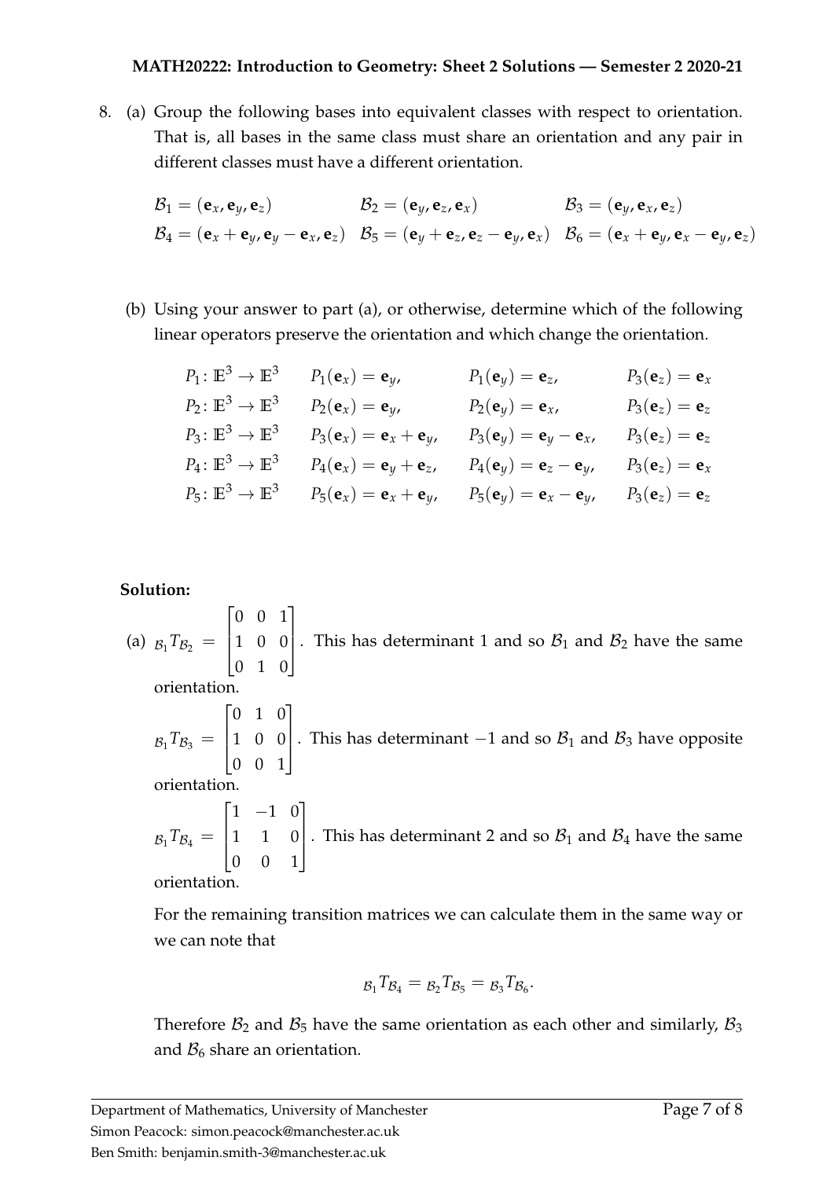8. (a) Group the following bases into equivalent classes with respect to orientation. That is, all bases in the same class must share an orientation and any pair in different classes must have a different orientation.

$$\mathcal{B}_1 = (\mathbf{e}_x, \mathbf{e}_y, \mathbf{e}_z) \qquad \mathcal{B}_2 = (\mathbf{e}_y, \mathbf{e}_z, \mathbf{e}_x) \qquad \mathcal{B}_3 = (\mathbf{e}_y, \mathbf{e}_x, \mathbf{e}_z)$$

$$\mathcal{B}_4 = (\mathbf{e}_x + \mathbf{e}_y, \mathbf{e}_y - \mathbf{e}_x, \mathbf{e}_z) \quad \mathcal{B}_5 = (\mathbf{e}_y + \mathbf{e}_z, \mathbf{e}_z - \mathbf{e}_y, \mathbf{e}_x) \quad \mathcal{B}_6 = (\mathbf{e}_x + \mathbf{e}_y, \mathbf{e}_x - \mathbf{e}_y, \mathbf{e}_z)$$

(b) Using your answer to part (a), or otherwise, determine which of the following linear operators preserve the orientation and which change the orientation.

$$P_1 \colon \mathbb{E}^3 \to \mathbb{E}^3 \quad P_1(\mathbf{e}_x) = \mathbf{e}_y, \quad P_1(\mathbf{e}_y) = \mathbf{e}_z, \quad P_3(\mathbf{e}_z) = \mathbf{e}_x$$

$$P_2 \colon \mathbb{E}^3 \to \mathbb{E}^3 \quad P_2(\mathbf{e}_x) = \mathbf{e}_y, \quad P_2(\mathbf{e}_y) = \mathbf{e}_x, \quad P_3(\mathbf{e}_z) = \mathbf{e}_z$$

$$P_3 \colon \mathbb{E}^3 \to \mathbb{E}^3 \quad P_3(\mathbf{e}_x) = \mathbf{e}_x + \mathbf{e}_y, \quad P_3(\mathbf{e}_y) = \mathbf{e}_y - \mathbf{e}_x, \quad P_3(\mathbf{e}_z) = \mathbf{e}_z$$

$$P_4 \colon \mathbb{E}^3 \to \mathbb{E}^3 \quad P_4(\mathbf{e}_x) = \mathbf{e}_y + \mathbf{e}_z, \quad P_4(\mathbf{e}_y) = \mathbf{e}_z - \mathbf{e}_y, \quad P_3(\mathbf{e}_z) = \mathbf{e}_x$$

$$P_5 \colon \mathbb{E}^3 \to \mathbb{E}^3 \quad P_5(\mathbf{e}_x) = \mathbf{e}_x + \mathbf{e}_y, \quad P_5(\mathbf{e}_y) = \mathbf{e}_x - \mathbf{e}_y, \quad P_3(\mathbf{e}_z) = \mathbf{e}_z$$

**Solution:**

(a) ${}_{\mathcal{B}_1}T_{\mathcal{B}_2} = \begin{bmatrix} 0 & 0 & 1 \\ 1 & 0 & 0 \\ 0 & 1 & 0 \end{bmatrix}$. This has determinant 1 and so $\mathcal{B}_1$ and $\mathcal{B}_2$ have the same orientation.

${}_{\mathcal{B}_1}T_{\mathcal{B}_3} = \begin{bmatrix} 0 & 1 & 0 \\ 1 & 0 & 0 \\ 0 & 0 & 1 \end{bmatrix}$. This has determinant $-1$ and so $\mathcal{B}_1$ and $\mathcal{B}_3$ have opposite orientation.

${}_{\mathcal{B}_1}T_{\mathcal{B}_4} = \begin{bmatrix} 1 & -1 & 0 \\ 1 & 1 & 0 \\ 0 & 0 & 1 \end{bmatrix}$. This has determinant 2 and so $\mathcal{B}_1$ and $\mathcal{B}_4$ have the same orientation.

For the remaining transition matrices we can calculate them in the same way or we can note that

$${}_{\mathcal{B}_1}T_{\mathcal{B}_4} = {}_{\mathcal{B}_2}T_{\mathcal{B}_5} = {}_{\mathcal{B}_3}T_{\mathcal{B}_6}.$$

Therefore $\mathcal{B}_2$ and $\mathcal{B}_5$ have the same orientation as each other and similarly, $\mathcal{B}_3$ and $\mathcal{B}_6$ share an orientation.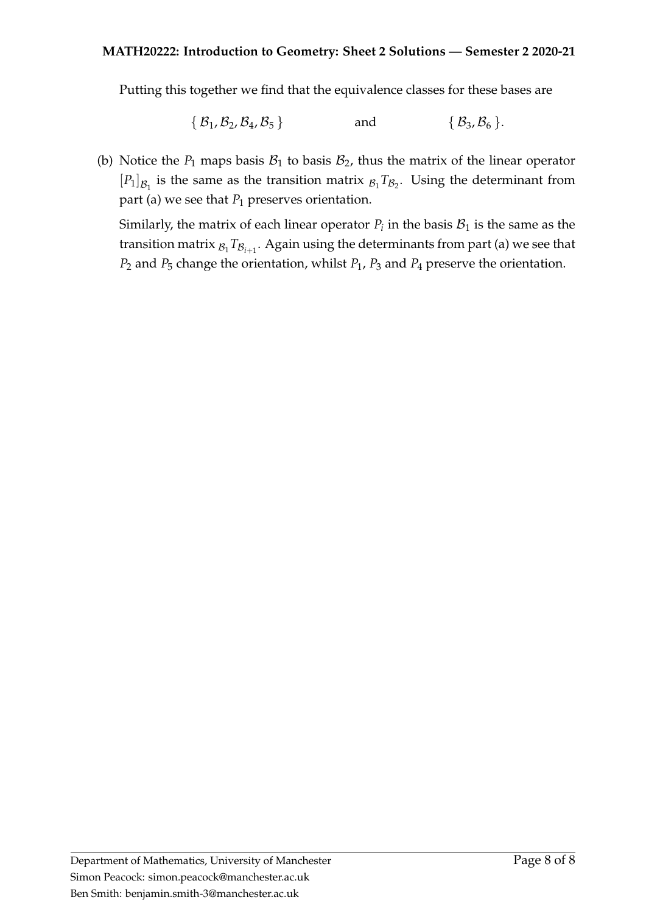Putting this together we find that the equivalence classes for these bases are

$$\{ \mathcal{B}_1, \mathcal{B}_2, \mathcal{B}_4, \mathcal{B}_5 \} \qquad \text{and} \qquad \{ \mathcal{B}_3, \mathcal{B}_6 \}.$$

(b) Notice the $P_1$ maps basis $\mathcal{B}_1$ to basis $\mathcal{B}_2$, thus the matrix of the linear operator $[P_1]_{\mathcal{B}_1}$ is the same as the transition matrix ${}_{\mathcal{B}_1}T_{\mathcal{B}_2}$. Using the determinant from part (a) we see that $P_1$ preserves orientation.

Similarly, the matrix of each linear operator $P_i$ in the basis $\mathcal{B}_1$ is the same as the transition matrix ${}_{\mathcal{B}_1}T_{\mathcal{B}_{i+1}}$. Again using the determinants from part (a) we see that $P_2$ and $P_5$ change the orientation, whilst $P_1$, $P_3$ and $P_4$ preserve the orientation.